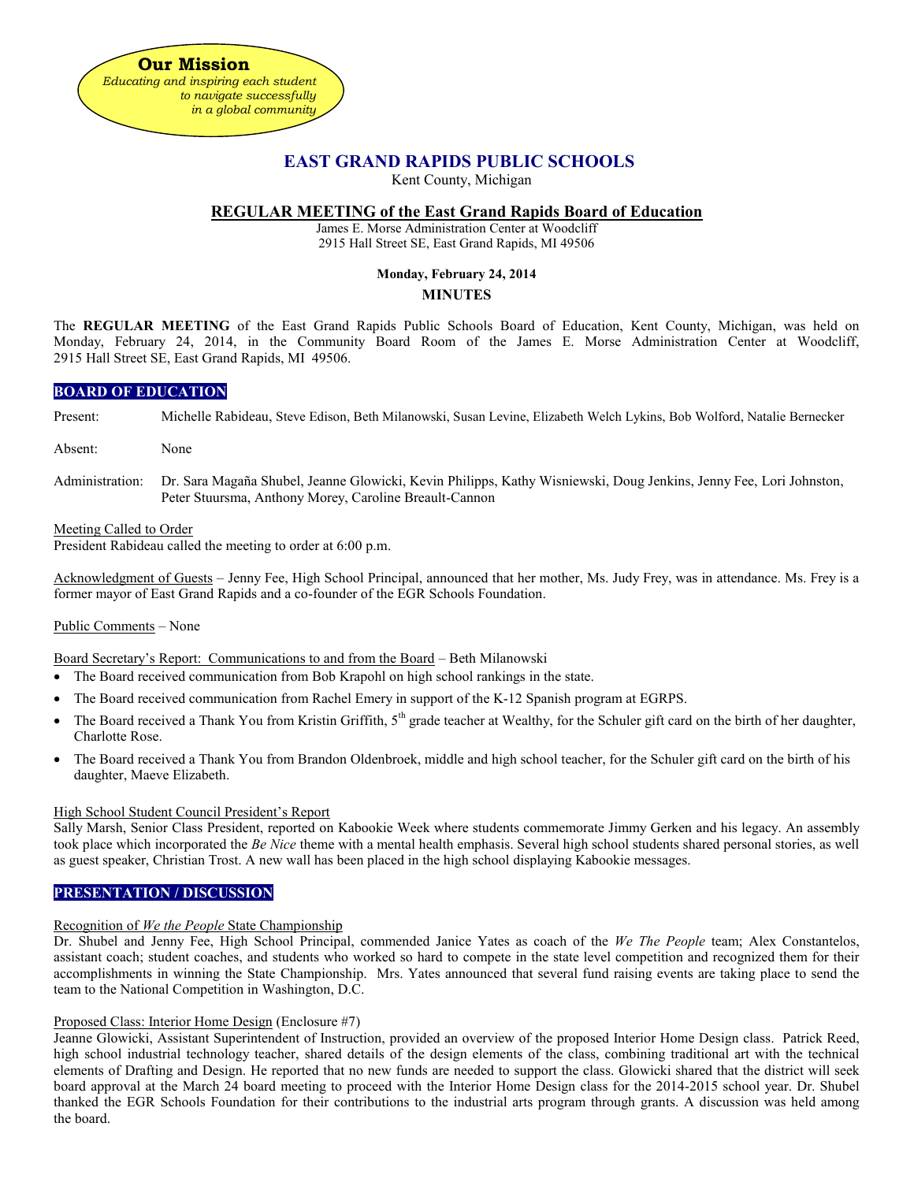**Our Mission**
*Educating and inspiring each student to navigate successfully in a global community*

# EAST GRAND RAPIDS PUBLIC SCHOOLS

Kent County, Michigan

## REGULAR MEETING of the East Grand Rapids Board of Education

James E. Morse Administration Center at Woodcliff
2915 Hall Street SE, East Grand Rapids, MI 49506

**Monday, February 24, 2014**

**MINUTES**

The **REGULAR MEETING** of the East Grand Rapids Public Schools Board of Education, Kent County, Michigan, was held on Monday, February 24, 2014, in the Community Board Room of the James E. Morse Administration Center at Woodcliff, 2915 Hall Street SE, East Grand Rapids, MI 49506.

### BOARD OF EDUCATION

Present: Michelle Rabideau, Steve Edison, Beth Milanowski, Susan Levine, Elizabeth Welch Lykins, Bob Wolford, Natalie Bernecker

Absent: None

Administration: Dr. Sara Magaña Shubel, Jeanne Glowicki, Kevin Philipps, Kathy Wisniewski, Doug Jenkins, Jenny Fee, Lori Johnston, Peter Stuursma, Anthony Morey, Caroline Breault-Cannon

Meeting Called to Order
President Rabideau called the meeting to order at 6:00 p.m.

Acknowledgment of Guests – Jenny Fee, High School Principal, announced that her mother, Ms. Judy Frey, was in attendance. Ms. Frey is a former mayor of East Grand Rapids and a co-founder of the EGR Schools Foundation.

Public Comments – None

Board Secretary's Report: Communications to and from the Board – Beth Milanowski

- The Board received communication from Bob Krapohl on high school rankings in the state.
- The Board received communication from Rachel Emery in support of the K-12 Spanish program at EGRPS.
- The Board received a Thank You from Kristin Griffith, 5th grade teacher at Wealthy, for the Schuler gift card on the birth of her daughter, Charlotte Rose.
- The Board received a Thank You from Brandon Oldenbroek, middle and high school teacher, for the Schuler gift card on the birth of his daughter, Maeve Elizabeth.

High School Student Council President's Report
Sally Marsh, Senior Class President, reported on Kabookie Week where students commemorate Jimmy Gerken and his legacy. An assembly took place which incorporated the *Be Nice* theme with a mental health emphasis. Several high school students shared personal stories, as well as guest speaker, Christian Trost. A new wall has been placed in the high school displaying Kabookie messages.

### PRESENTATION / DISCUSSION

Recognition of *We the People* State Championship
Dr. Shubel and Jenny Fee, High School Principal, commended Janice Yates as coach of the *We The People* team; Alex Constantelos, assistant coach; student coaches, and students who worked so hard to compete in the state level competition and recognized them for their accomplishments in winning the State Championship. Mrs. Yates announced that several fund raising events are taking place to send the team to the National Competition in Washington, D.C.

Proposed Class: Interior Home Design (Enclosure #7)
Jeanne Glowicki, Assistant Superintendent of Instruction, provided an overview of the proposed Interior Home Design class. Patrick Reed, high school industrial technology teacher, shared details of the design elements of the class, combining traditional art with the technical elements of Drafting and Design. He reported that no new funds are needed to support the class. Glowicki shared that the district will seek board approval at the March 24 board meeting to proceed with the Interior Home Design class for the 2014-2015 school year. Dr. Shubel thanked the EGR Schools Foundation for their contributions to the industrial arts program through grants. A discussion was held among the board.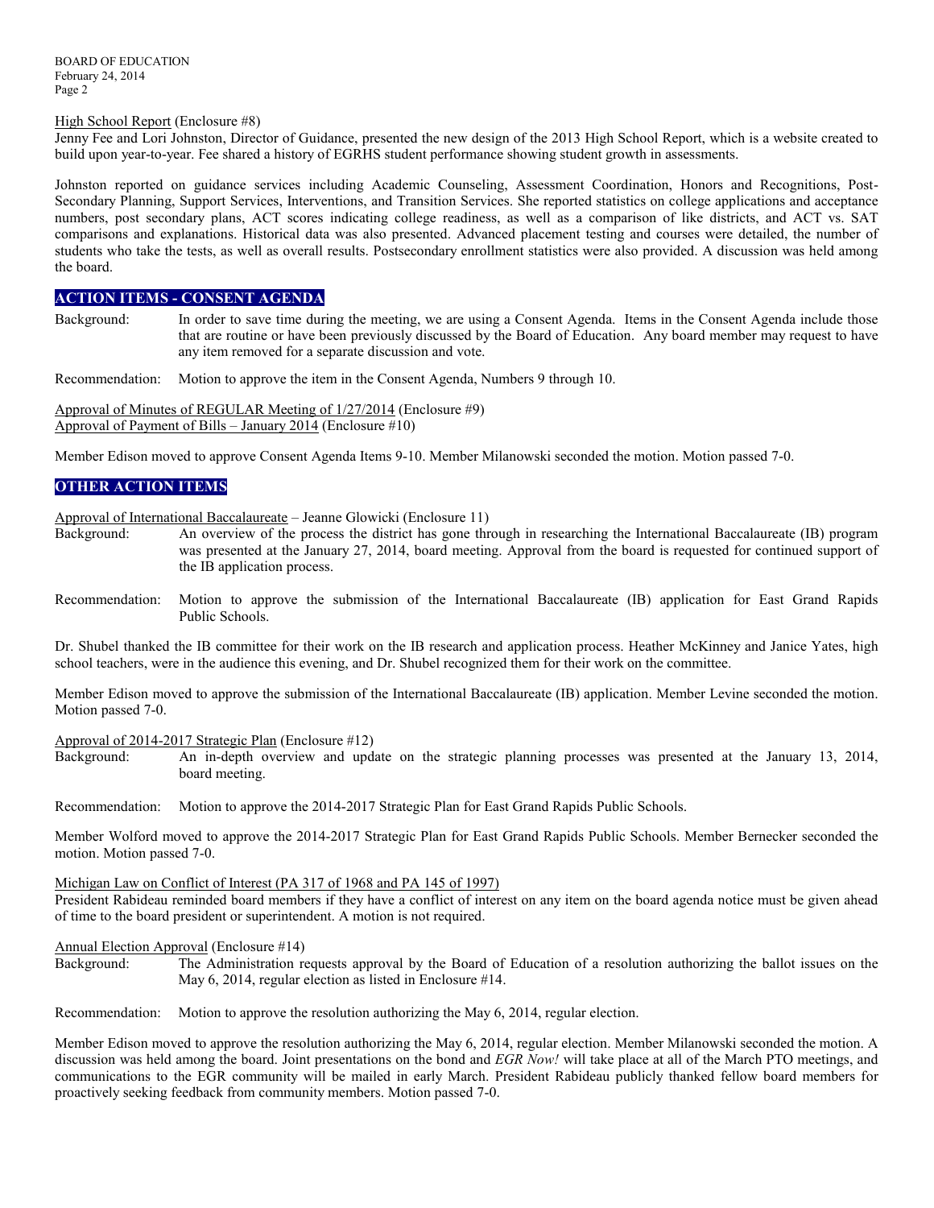High School Report (Enclosure #8)
Jenny Fee and Lori Johnston, Director of Guidance, presented the new design of the 2013 High School Report, which is a website created to build upon year-to-year. Fee shared a history of EGRHS student performance showing student growth in assessments.

Johnston reported on guidance services including Academic Counseling, Assessment Coordination, Honors and Recognitions, Post-Secondary Planning, Support Services, Interventions, and Transition Services. She reported statistics on college applications and acceptance numbers, post secondary plans, ACT scores indicating college readiness, as well as a comparison of like districts, and ACT vs. SAT comparisons and explanations. Historical data was also presented. Advanced placement testing and courses were detailed, the number of students who take the tests, as well as overall results. Postsecondary enrollment statistics were also provided. A discussion was held among the board.

## ACTION ITEMS - CONSENT AGENDA

Background: In order to save time during the meeting, we are using a Consent Agenda. Items in the Consent Agenda include those that are routine or have been previously discussed by the Board of Education. Any board member may request to have any item removed for a separate discussion and vote.

Recommendation: Motion to approve the item in the Consent Agenda, Numbers 9 through 10.

Approval of Minutes of REGULAR Meeting of 1/27/2014 (Enclosure #9)
Approval of Payment of Bills – January 2014 (Enclosure #10)

Member Edison moved to approve Consent Agenda Items 9-10. Member Milanowski seconded the motion. Motion passed 7-0.

## OTHER ACTION ITEMS

Approval of International Baccalaureate – Jeanne Glowicki (Enclosure 11)

Background: An overview of the process the district has gone through in researching the International Baccalaureate (IB) program was presented at the January 27, 2014, board meeting. Approval from the board is requested for continued support of the IB application process.

Recommendation: Motion to approve the submission of the International Baccalaureate (IB) application for East Grand Rapids Public Schools.

Dr. Shubel thanked the IB committee for their work on the IB research and application process. Heather McKinney and Janice Yates, high school teachers, were in the audience this evening, and Dr. Shubel recognized them for their work on the committee.

Member Edison moved to approve the submission of the International Baccalaureate (IB) application. Member Levine seconded the motion. Motion passed 7-0.

Approval of 2014-2017 Strategic Plan (Enclosure #12)

Background: An in-depth overview and update on the strategic planning processes was presented at the January 13, 2014, board meeting.

Recommendation: Motion to approve the 2014-2017 Strategic Plan for East Grand Rapids Public Schools.

Member Wolford moved to approve the 2014-2017 Strategic Plan for East Grand Rapids Public Schools. Member Bernecker seconded the motion. Motion passed 7-0.

Michigan Law on Conflict of Interest (PA 317 of 1968 and PA 145 of 1997)
President Rabideau reminded board members if they have a conflict of interest on any item on the board agenda notice must be given ahead of time to the board president or superintendent. A motion is not required.

Annual Election Approval (Enclosure #14)

Background: The Administration requests approval by the Board of Education of a resolution authorizing the ballot issues on the May 6, 2014, regular election as listed in Enclosure #14.

Recommendation: Motion to approve the resolution authorizing the May 6, 2014, regular election.

Member Edison moved to approve the resolution authorizing the May 6, 2014, regular election. Member Milanowski seconded the motion. A discussion was held among the board. Joint presentations on the bond and *EGR Now!* will take place at all of the March PTO meetings, and communications to the EGR community will be mailed in early March. President Rabideau publicly thanked fellow board members for proactively seeking feedback from community members. Motion passed 7-0.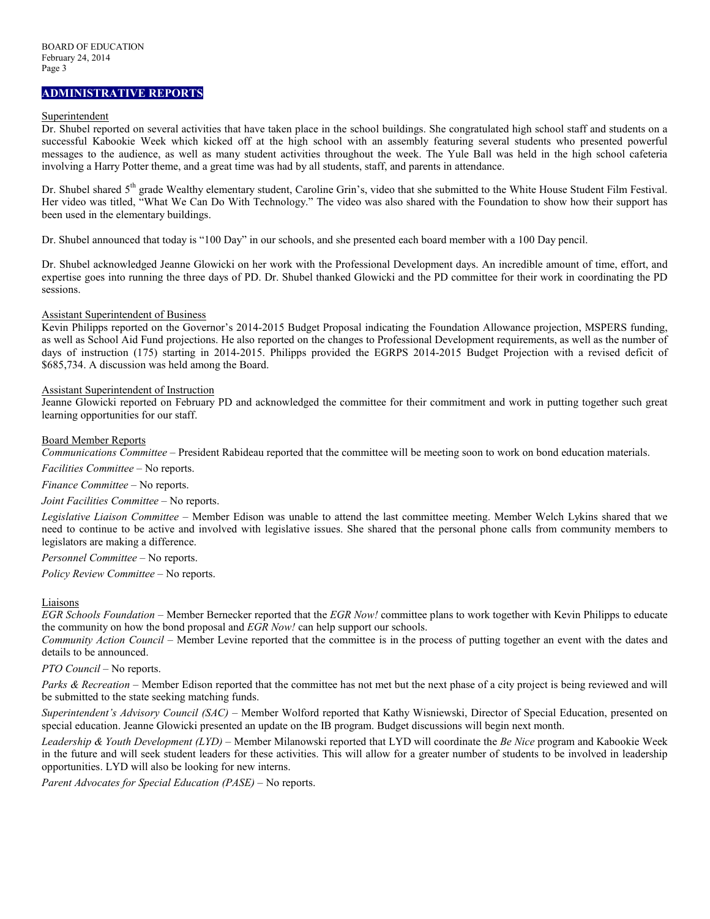## ADMINISTRATIVE REPORTS

Superintendent

Dr. Shubel reported on several activities that have taken place in the school buildings. She congratulated high school staff and students on a successful Kabookie Week which kicked off at the high school with an assembly featuring several students who presented powerful messages to the audience, as well as many student activities throughout the week. The Yule Ball was held in the high school cafeteria involving a Harry Potter theme, and a great time was had by all students, staff, and parents in attendance.

Dr. Shubel shared 5th grade Wealthy elementary student, Caroline Grin's, video that she submitted to the White House Student Film Festival. Her video was titled, "What We Can Do With Technology." The video was also shared with the Foundation to show how their support has been used in the elementary buildings.

Dr. Shubel announced that today is "100 Day" in our schools, and she presented each board member with a 100 Day pencil.

Dr. Shubel acknowledged Jeanne Glowicki on her work with the Professional Development days. An incredible amount of time, effort, and expertise goes into running the three days of PD. Dr. Shubel thanked Glowicki and the PD committee for their work in coordinating the PD sessions.

Assistant Superintendent of Business

Kevin Philipps reported on the Governor's 2014-2015 Budget Proposal indicating the Foundation Allowance projection, MSPERS funding, as well as School Aid Fund projections. He also reported on the changes to Professional Development requirements, as well as the number of days of instruction (175) starting in 2014-2015. Philipps provided the EGRPS 2014-2015 Budget Projection with a revised deficit of $685,734. A discussion was held among the Board.

Assistant Superintendent of Instruction

Jeanne Glowicki reported on February PD and acknowledged the committee for their commitment and work in putting together such great learning opportunities for our staff.

Board Member Reports

*Communications Committee* – President Rabideau reported that the committee will be meeting soon to work on bond education materials.

*Facilities Committee* – No reports.

*Finance Committee* – No reports.

*Joint Facilities Committee* – No reports.

*Legislative Liaison Committee* – Member Edison was unable to attend the last committee meeting. Member Welch Lykins shared that we need to continue to be active and involved with legislative issues. She shared that the personal phone calls from community members to legislators are making a difference.

*Personnel Committee* – No reports.

*Policy Review Committee* – No reports.

Liaisons

*EGR Schools Foundation* – Member Bernecker reported that the *EGR Now!* committee plans to work together with Kevin Philipps to educate the community on how the bond proposal and *EGR Now!* can help support our schools.

*Community Action Council* – Member Levine reported that the committee is in the process of putting together an event with the dates and details to be announced.

*PTO Council* – No reports.

*Parks & Recreation* – Member Edison reported that the committee has not met but the next phase of a city project is being reviewed and will be submitted to the state seeking matching funds.

*Superintendent's Advisory Council (SAC)* – Member Wolford reported that Kathy Wisniewski, Director of Special Education, presented on special education. Jeanne Glowicki presented an update on the IB program. Budget discussions will begin next month.

*Leadership & Youth Development (LYD)* – Member Milanowski reported that LYD will coordinate the *Be Nice* program and Kabookie Week in the future and will seek student leaders for these activities. This will allow for a greater number of students to be involved in leadership opportunities. LYD will also be looking for new interns.

*Parent Advocates for Special Education (PASE)* – No reports.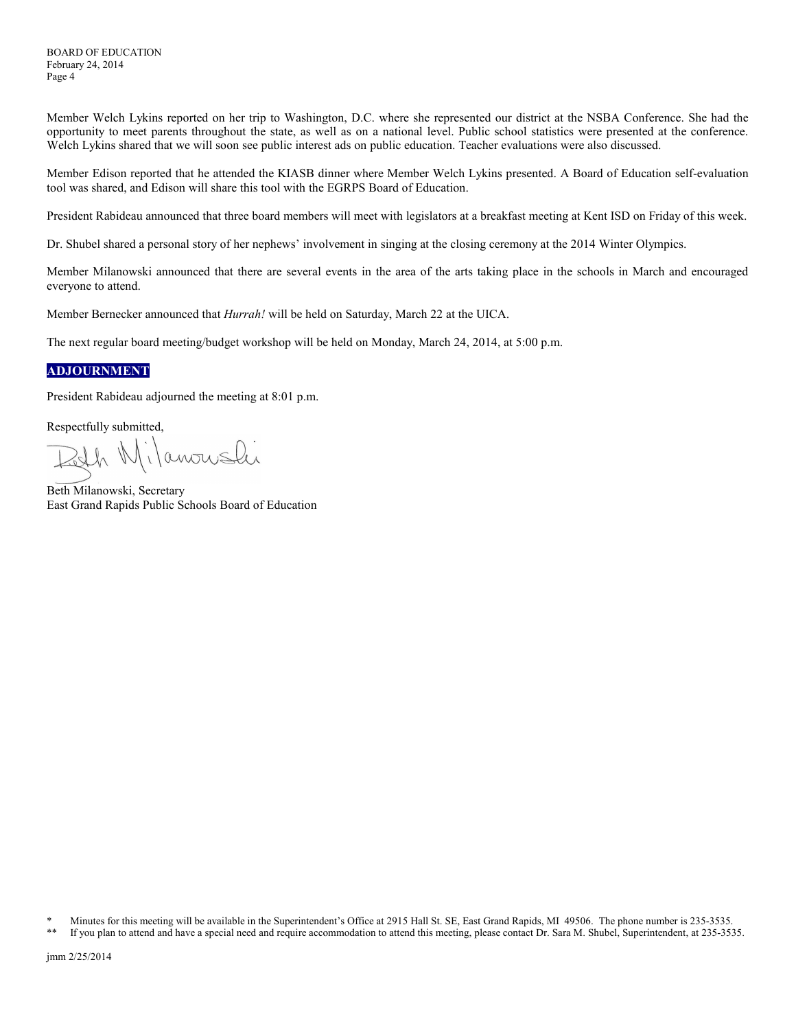Member Welch Lykins reported on her trip to Washington, D.C. where she represented our district at the NSBA Conference. She had the opportunity to meet parents throughout the state, as well as on a national level. Public school statistics were presented at the conference. Welch Lykins shared that we will soon see public interest ads on public education. Teacher evaluations were also discussed.

Member Edison reported that he attended the KIASB dinner where Member Welch Lykins presented. A Board of Education self-evaluation tool was shared, and Edison will share this tool with the EGRPS Board of Education.

President Rabideau announced that three board members will meet with legislators at a breakfast meeting at Kent ISD on Friday of this week.

Dr. Shubel shared a personal story of her nephews' involvement in singing at the closing ceremony at the 2014 Winter Olympics.

Member Milanowski announced that there are several events in the area of the arts taking place in the schools in March and encouraged everyone to attend.

Member Bernecker announced that *Hurrah!* will be held on Saturday, March 22 at the UICA.

The next regular board meeting/budget workshop will be held on Monday, March 24, 2014, at 5:00 p.m.

## ADJOURNMENT

President Rabideau adjourned the meeting at 8:01 p.m.

Respectfully submitted,

Beth Milanowski, Secretary
East Grand Rapids Public Schools Board of Education

\* Minutes for this meeting will be available in the Superintendent's Office at 2915 Hall St. SE, East Grand Rapids, MI 49506. The phone number is 235-3535.
\*\* If you plan to attend and have a special need and require accommodation to attend this meeting, please contact Dr. Sara M. Shubel, Superintendent, at 235-3535.

jmm 2/25/2014